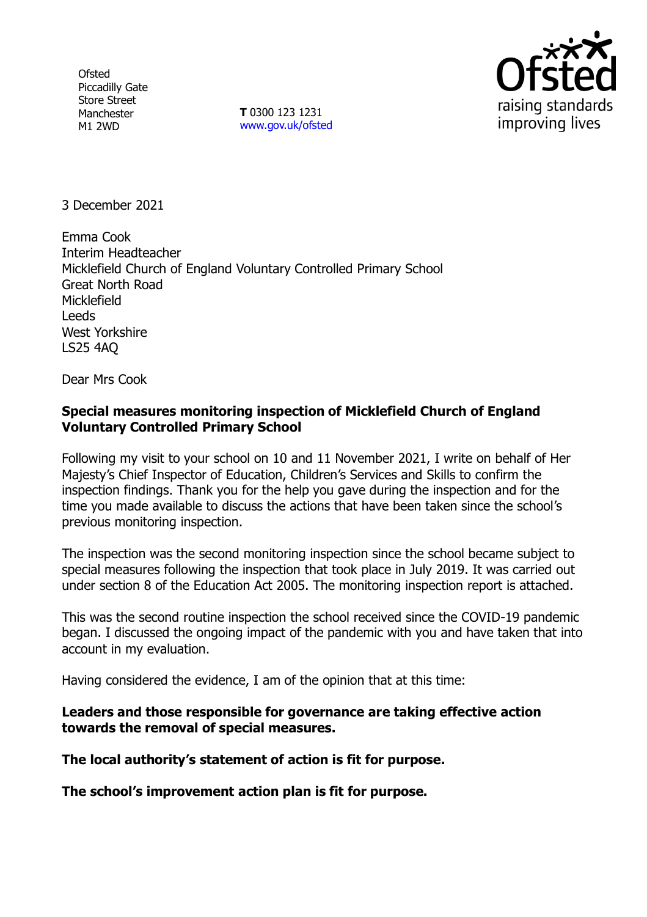Ofsted
Piccadilly Gate
Store Street
Manchester
M1 2WD

**T** 0300 123 1231
www.gov.uk/ofsted

3 December 2021

Emma Cook
Interim Headteacher
Micklefield Church of England Voluntary Controlled Primary School
Great North Road
Micklefield
Leeds
West Yorkshire
LS25 4AQ

Dear Mrs Cook

**Special measures monitoring inspection of Micklefield Church of England Voluntary Controlled Primary School**

Following my visit to your school on 10 and 11 November 2021, I write on behalf of Her Majesty's Chief Inspector of Education, Children's Services and Skills to confirm the inspection findings. Thank you for the help you gave during the inspection and for the time you made available to discuss the actions that have been taken since the school's previous monitoring inspection.

The inspection was the second monitoring inspection since the school became subject to special measures following the inspection that took place in July 2019. It was carried out under section 8 of the Education Act 2005. The monitoring inspection report is attached.

This was the second routine inspection the school received since the COVID-19 pandemic began. I discussed the ongoing impact of the pandemic with you and have taken that into account in my evaluation.

Having considered the evidence, I am of the opinion that at this time:

**Leaders and those responsible for governance are taking effective action towards the removal of special measures.**

**The local authority's statement of action is fit for purpose.**

**The school's improvement action plan is fit for purpose.**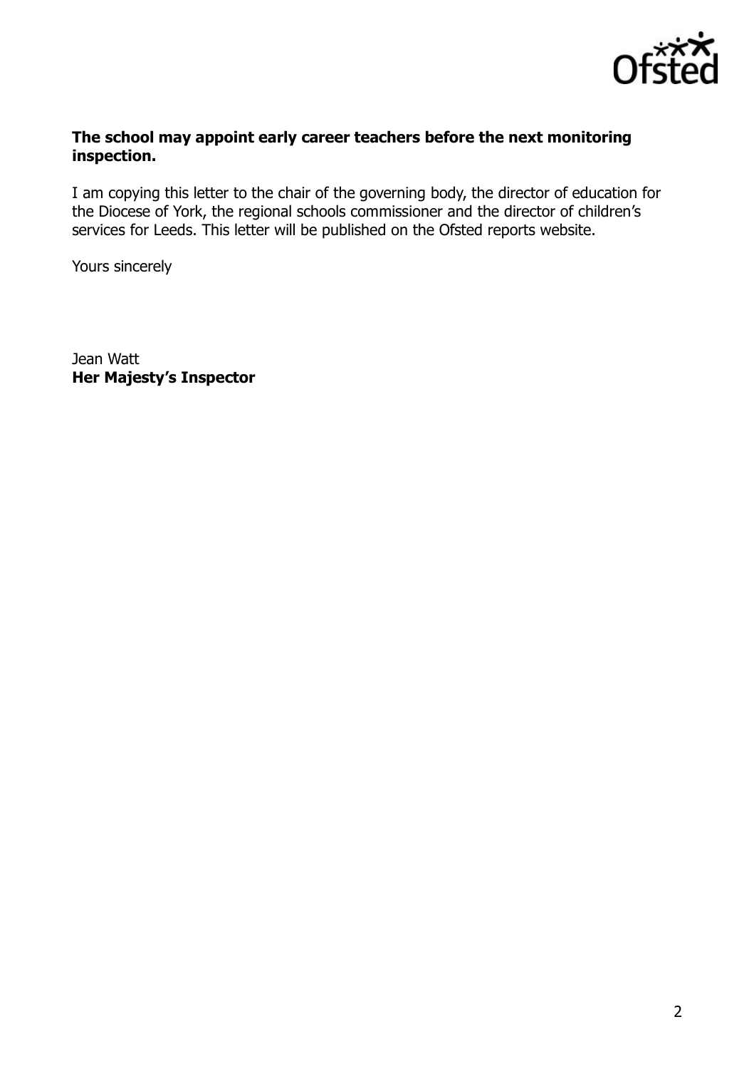**The school may appoint early career teachers before the next monitoring inspection.**

I am copying this letter to the chair of the governing body, the director of education for the Diocese of York, the regional schools commissioner and the director of children's services for Leeds. This letter will be published on the Ofsted reports website.

Yours sincerely

Jean Watt
**Her Majesty's Inspector**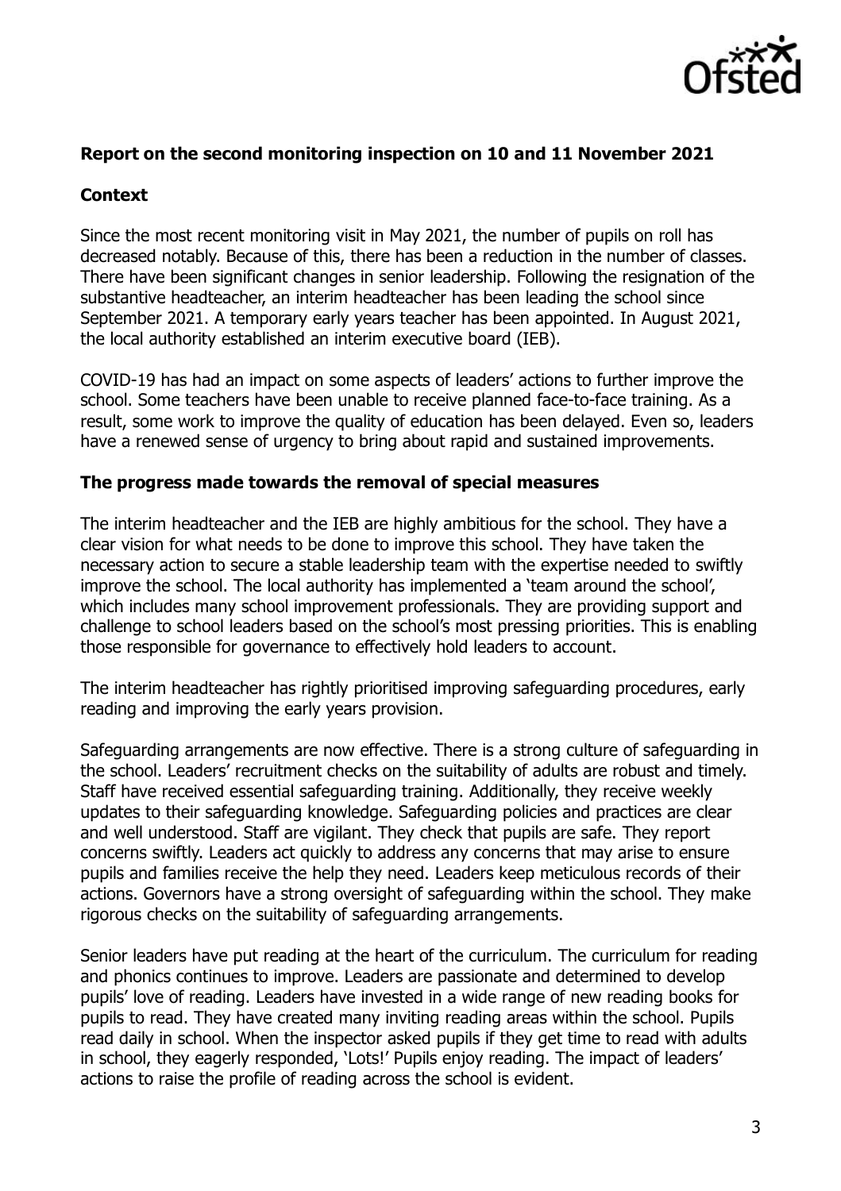**Report on the second monitoring inspection on 10 and 11 November 2021**

**Context**

Since the most recent monitoring visit in May 2021, the number of pupils on roll has decreased notably. Because of this, there has been a reduction in the number of classes. There have been significant changes in senior leadership. Following the resignation of the substantive headteacher, an interim headteacher has been leading the school since September 2021. A temporary early years teacher has been appointed. In August 2021, the local authority established an interim executive board (IEB).

COVID-19 has had an impact on some aspects of leaders' actions to further improve the school. Some teachers have been unable to receive planned face-to-face training. As a result, some work to improve the quality of education has been delayed. Even so, leaders have a renewed sense of urgency to bring about rapid and sustained improvements.

**The progress made towards the removal of special measures**

The interim headteacher and the IEB are highly ambitious for the school. They have a clear vision for what needs to be done to improve this school. They have taken the necessary action to secure a stable leadership team with the expertise needed to swiftly improve the school. The local authority has implemented a 'team around the school', which includes many school improvement professionals. They are providing support and challenge to school leaders based on the school's most pressing priorities. This is enabling those responsible for governance to effectively hold leaders to account.

The interim headteacher has rightly prioritised improving safeguarding procedures, early reading and improving the early years provision.

Safeguarding arrangements are now effective. There is a strong culture of safeguarding in the school. Leaders' recruitment checks on the suitability of adults are robust and timely. Staff have received essential safeguarding training. Additionally, they receive weekly updates to their safeguarding knowledge. Safeguarding policies and practices are clear and well understood. Staff are vigilant. They check that pupils are safe. They report concerns swiftly. Leaders act quickly to address any concerns that may arise to ensure pupils and families receive the help they need. Leaders keep meticulous records of their actions. Governors have a strong oversight of safeguarding within the school. They make rigorous checks on the suitability of safeguarding arrangements.

Senior leaders have put reading at the heart of the curriculum. The curriculum for reading and phonics continues to improve. Leaders are passionate and determined to develop pupils' love of reading. Leaders have invested in a wide range of new reading books for pupils to read. They have created many inviting reading areas within the school. Pupils read daily in school. When the inspector asked pupils if they get time to read with adults in school, they eagerly responded, 'Lots!' Pupils enjoy reading. The impact of leaders' actions to raise the profile of reading across the school is evident.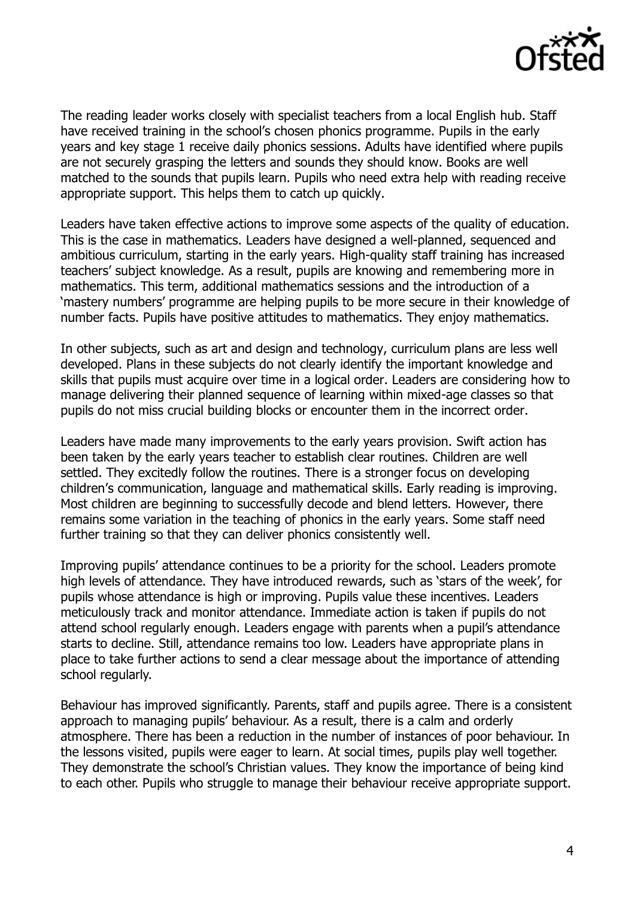The reading leader works closely with specialist teachers from a local English hub. Staff have received training in the school's chosen phonics programme. Pupils in the early years and key stage 1 receive daily phonics sessions. Adults have identified where pupils are not securely grasping the letters and sounds they should know. Books are well matched to the sounds that pupils learn. Pupils who need extra help with reading receive appropriate support. This helps them to catch up quickly.

Leaders have taken effective actions to improve some aspects of the quality of education. This is the case in mathematics. Leaders have designed a well-planned, sequenced and ambitious curriculum, starting in the early years. High-quality staff training has increased teachers' subject knowledge. As a result, pupils are knowing and remembering more in mathematics. This term, additional mathematics sessions and the introduction of a 'mastery numbers' programme are helping pupils to be more secure in their knowledge of number facts. Pupils have positive attitudes to mathematics. They enjoy mathematics.

In other subjects, such as art and design and technology, curriculum plans are less well developed. Plans in these subjects do not clearly identify the important knowledge and skills that pupils must acquire over time in a logical order. Leaders are considering how to manage delivering their planned sequence of learning within mixed-age classes so that pupils do not miss crucial building blocks or encounter them in the incorrect order.

Leaders have made many improvements to the early years provision. Swift action has been taken by the early years teacher to establish clear routines. Children are well settled. They excitedly follow the routines. There is a stronger focus on developing children's communication, language and mathematical skills. Early reading is improving. Most children are beginning to successfully decode and blend letters. However, there remains some variation in the teaching of phonics in the early years. Some staff need further training so that they can deliver phonics consistently well.

Improving pupils' attendance continues to be a priority for the school. Leaders promote high levels of attendance. They have introduced rewards, such as 'stars of the week', for pupils whose attendance is high or improving. Pupils value these incentives. Leaders meticulously track and monitor attendance. Immediate action is taken if pupils do not attend school regularly enough. Leaders engage with parents when a pupil's attendance starts to decline. Still, attendance remains too low. Leaders have appropriate plans in place to take further actions to send a clear message about the importance of attending school regularly.

Behaviour has improved significantly. Parents, staff and pupils agree. There is a consistent approach to managing pupils' behaviour. As a result, there is a calm and orderly atmosphere. There has been a reduction in the number of instances of poor behaviour. In the lessons visited, pupils were eager to learn. At social times, pupils play well together. They demonstrate the school's Christian values. They know the importance of being kind to each other. Pupils who struggle to manage their behaviour receive appropriate support.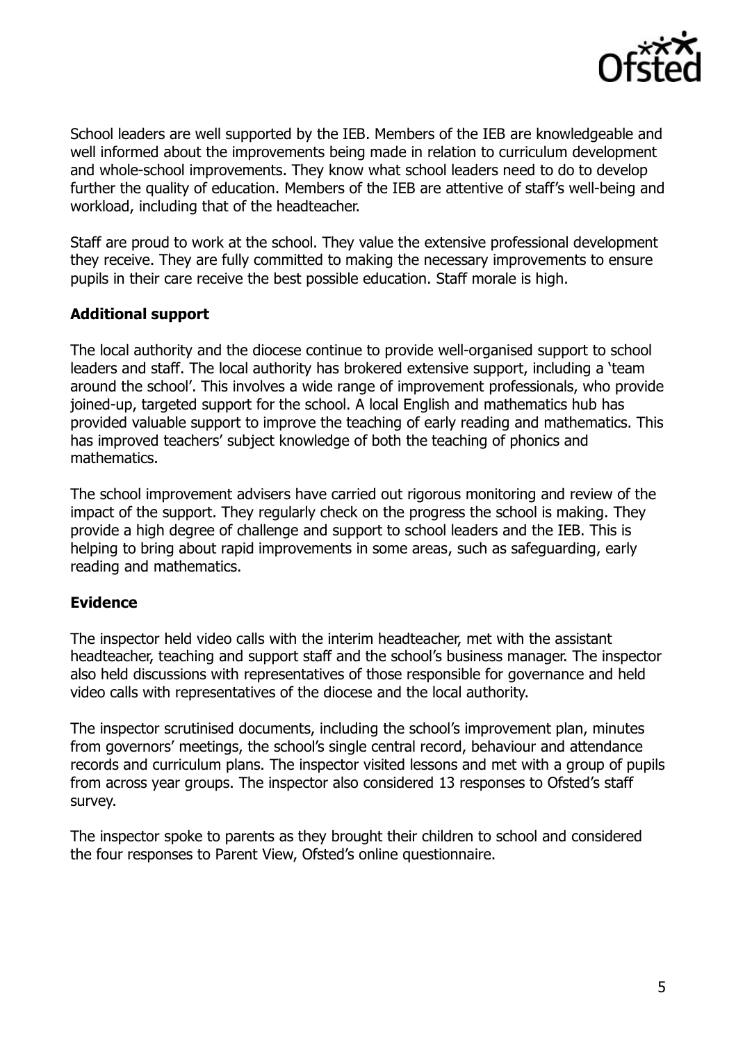School leaders are well supported by the IEB. Members of the IEB are knowledgeable and well informed about the improvements being made in relation to curriculum development and whole-school improvements. They know what school leaders need to do to develop further the quality of education. Members of the IEB are attentive of staff's well-being and workload, including that of the headteacher.

Staff are proud to work at the school. They value the extensive professional development they receive. They are fully committed to making the necessary improvements to ensure pupils in their care receive the best possible education. Staff morale is high.

### Additional support

The local authority and the diocese continue to provide well-organised support to school leaders and staff. The local authority has brokered extensive support, including a 'team around the school'. This involves a wide range of improvement professionals, who provide joined-up, targeted support for the school. A local English and mathematics hub has provided valuable support to improve the teaching of early reading and mathematics. This has improved teachers' subject knowledge of both the teaching of phonics and mathematics.

The school improvement advisers have carried out rigorous monitoring and review of the impact of the support. They regularly check on the progress the school is making. They provide a high degree of challenge and support to school leaders and the IEB. This is helping to bring about rapid improvements in some areas, such as safeguarding, early reading and mathematics.

### Evidence

The inspector held video calls with the interim headteacher, met with the assistant headteacher, teaching and support staff and the school's business manager. The inspector also held discussions with representatives of those responsible for governance and held video calls with representatives of the diocese and the local authority.

The inspector scrutinised documents, including the school's improvement plan, minutes from governors' meetings, the school's single central record, behaviour and attendance records and curriculum plans. The inspector visited lessons and met with a group of pupils from across year groups. The inspector also considered 13 responses to Ofsted's staff survey.

The inspector spoke to parents as they brought their children to school and considered the four responses to Parent View, Ofsted's online questionnaire.